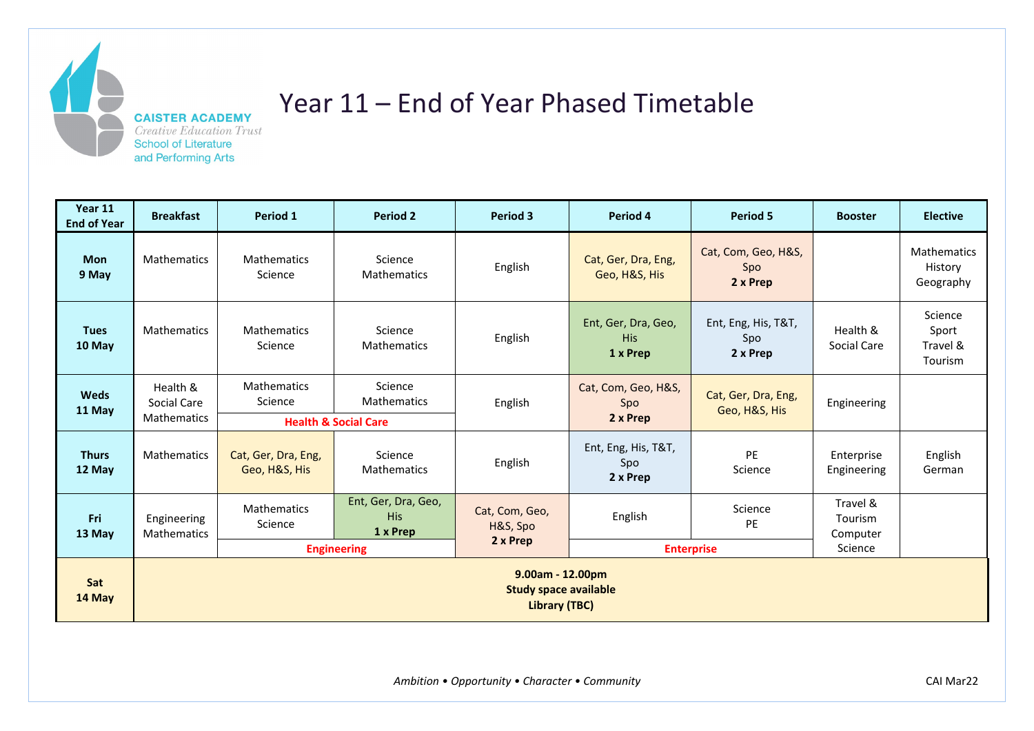CAISTER ACADEMY
Creative Education Trust
School of Literature and Performing Arts

# Year 11 – End of Year Phased Timetable

| Year 11 End of Year | Breakfast | Period 1 | Period 2 | Period 3 | Period 4 | Period 5 | Booster | Elective |
|---|---|---|---|---|---|---|---|---|
| **Mon 9 May** | Mathematics | Mathematics Science | Science Mathematics | English | Cat, Ger, Dra, Eng, Geo, H&S, His | Cat, Com, Geo, H&S, Spo **2 x Prep** | | Mathematics History Geography |
| **Tues 10 May** | Mathematics | Mathematics Science | Science Mathematics | English | Ent, Ger, Dra, Geo, His **1 x Prep** | Ent, Eng, His, T&T, Spo **2 x Prep** | Health & Social Care | Science Sport Travel & Tourism |
| **Weds 11 May** | Health & Social Care Mathematics | Mathematics Science **Health & Social Care** | Science Mathematics **Health & Social Care** | English | Cat, Com, Geo, H&S, Spo **2 x Prep** | Cat, Ger, Dra, Eng, Geo, H&S, His | Engineering | |
| **Thurs 12 May** | Mathematics | Cat, Ger, Dra, Eng, Geo, H&S, His | Science Mathematics | English | Ent, Eng, His, T&T, Spo **2 x Prep** | PE Science | Enterprise Engineering | English German |
| **Fri 13 May** | Engineering Mathematics | Mathematics Science **Engineering** | Ent, Ger, Dra, Geo, His **1 x Prep** **Engineering** | Cat, Com, Geo, H&S, Spo **2 x Prep** | English **Enterprise** | Science PE **Enterprise** | Travel & Tourism Computer Science | |
| **Sat 14 May** | **9.00am - 12.00pm Study space available Library (TBC)** | | | | | | | |

*Ambition • Opportunity • Character • Community*

CAI Mar22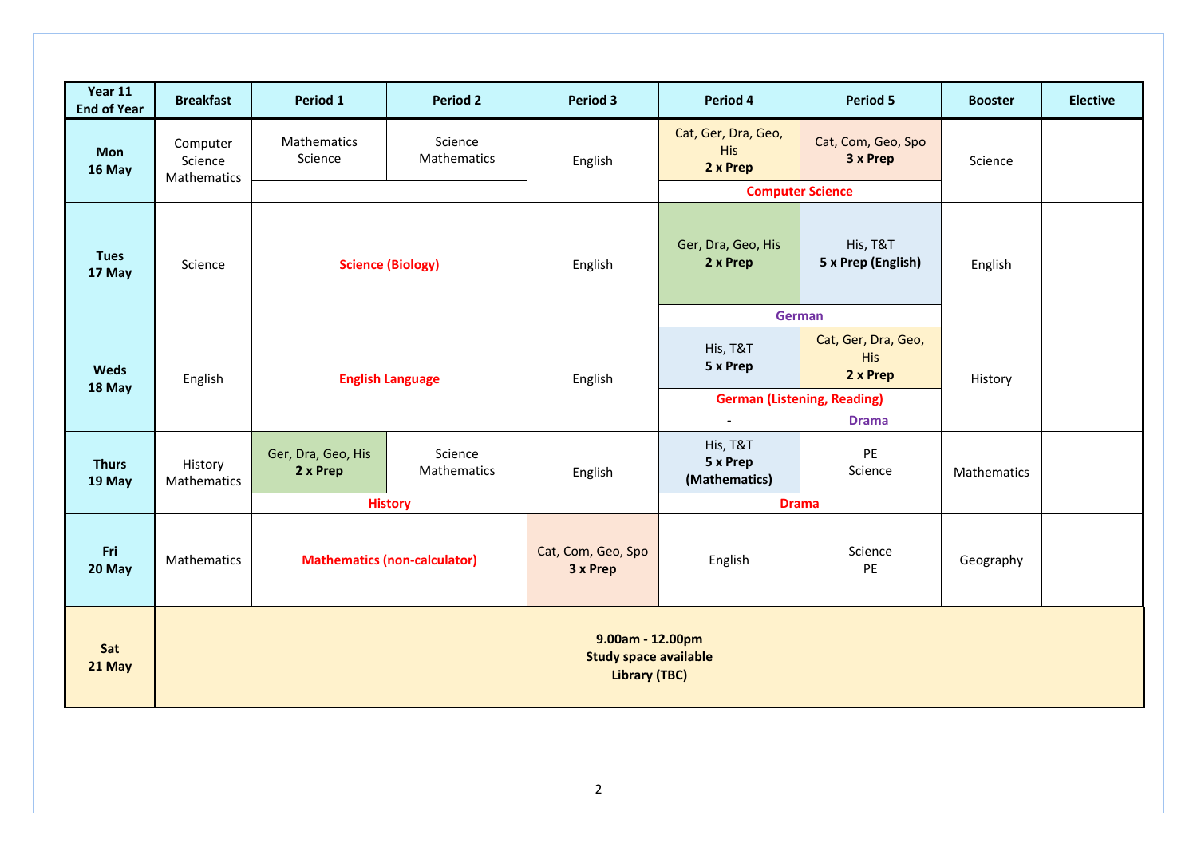| Year 11 End of Year | Breakfast | Period 1 | Period 2 | Period 3 | Period 4 | Period 5 | Booster | Elective |
|---|---|---|---|---|---|---|---|---|
| **Mon 16 May** | Computer Science Mathematics | Mathematics Science | Science Mathematics | English | Cat, Ger, Dra, Geo, His **2 x Prep** | Cat, Com, Geo, Spo **3 x Prep** | Science | |
| | | | | | **Computer Science** | | | |
| **Tues 17 May** | Science | **Science (Biology)** | | English | Ger, Dra, Geo, His **2 x Prep** | His, T&T **5 x Prep (English)** | English | |
| | | | | | **German** | | | |
| **Weds 18 May** | English | **English Language** | | English | His, T&T **5 x Prep** | Cat, Ger, Dra, Geo, His **2 x Prep** | History | |
| | | | | | **German (Listening, Reading)** | | | |
| | | | | | - | **Drama** | | |
| **Thurs 19 May** | History Mathematics | Ger, Dra, Geo, His **2 x Prep** | Science Mathematics | English | His, T&T **5 x Prep (Mathematics)** | PE Science | Mathematics | |
| | | **History** | | | **Drama** | | | |
| **Fri 20 May** | Mathematics | **Mathematics (non-calculator)** | | Cat, Com, Geo, Spo **3 x Prep** | English | Science PE | Geography | |
| **Sat 21 May** | **9.00am - 12.00pm Study space available Library (TBC)** | | | | | | | |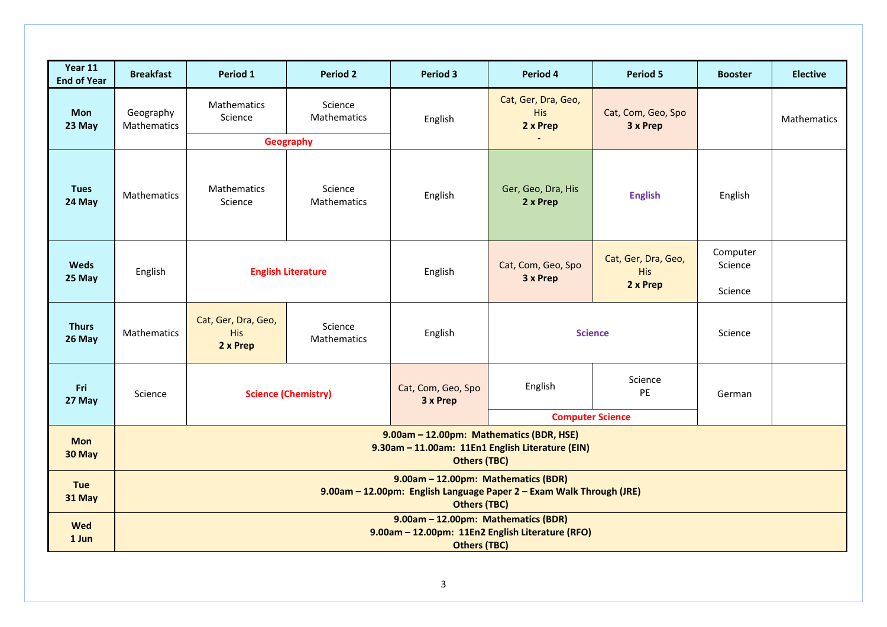| Year 11 End of Year | Breakfast | Period 1 | Period 2 | Period 3 | Period 4 | Period 5 | Booster | Elective |
|---|---|---|---|---|---|---|---|---|
| **Mon 23 May** | Geography Mathematics | Mathematics Science / **Geography** | Science Mathematics / **Geography** | English | Cat, Ger, Dra, Geo, His **2 x Prep** - | Cat, Com, Geo, Spo **3 x Prep** | | Mathematics |
| **Tues 24 May** | Mathematics | Mathematics Science | Science Mathematics | English | Ger, Geo, Dra, His **2 x Prep** | **English** | English | |
| **Weds 25 May** | English | **English Literature** | | English | Cat, Com, Geo, Spo **3 x Prep** | Cat, Ger, Dra, Geo, His **2 x Prep** | Computer Science<br><br>Science | |
| **Thurs 26 May** | Mathematics | Cat, Ger, Dra, Geo, His **2 x Prep** | Science Mathematics | English | **Science** | | Science | |
| **Fri 27 May** | Science | **Science (Chemistry)** | | Cat, Com, Geo, Spo **3 x Prep** | English / **Computer Science** | Science PE / **Computer Science** | German | |
| **Mon 30 May** | **9.00am – 12.00pm: Mathematics (BDR, HSE)**<br>**9.30am – 11.00am: 11En1 English Literature (EIN)**<br>**Others (TBC)** | | | | | | | |
| **Tue 31 May** | **9.00am – 12.00pm: Mathematics (BDR)**<br>**9.00am – 12.00pm: English Language Paper 2 – Exam Walk Through (JRE)**<br>**Others (TBC)** | | | | | | | |
| **Wed 1 Jun** | **9.00am – 12.00pm: Mathematics (BDR)**<br>**9.00am – 12.00pm: 11En2 English Literature (RFO)**<br>**Others (TBC)** | | | | | | | |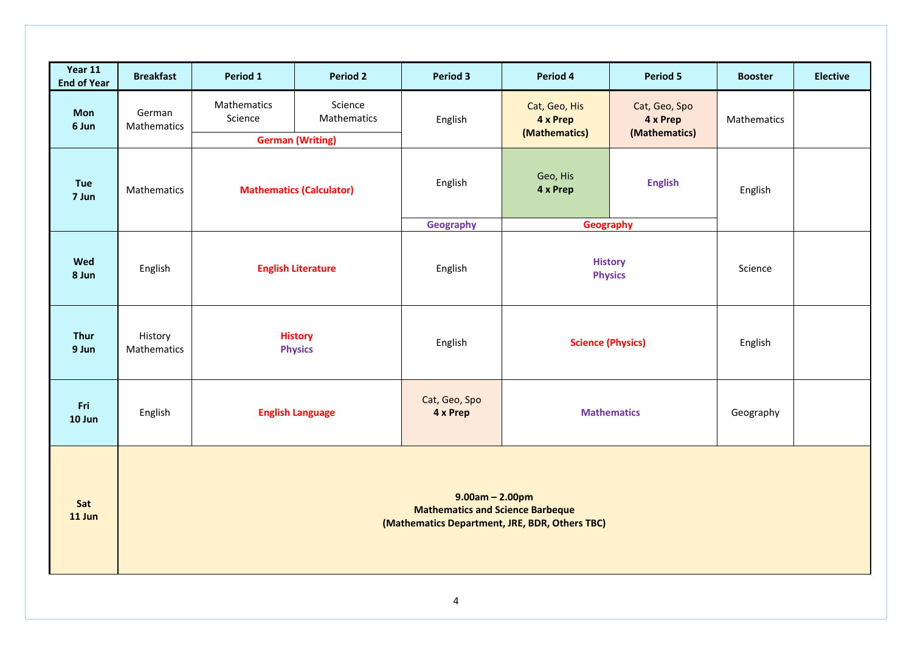| Year 11 End of Year | Breakfast | Period 1 | Period 2 | Period 3 | Period 4 | Period 5 | Booster | Elective |
|---|---|---|---|---|---|---|---|---|
| **Mon 6 Jun** | German Mathematics | Mathematics Science<br>**German (Writing)** | Science Mathematics<br>**German (Writing)** | English | Cat, Geo, His **4 x Prep (Mathematics)** | Cat, Geo, Spo **4 x Prep (Mathematics)** | Mathematics | |
| **Tue 7 Jun** | Mathematics | **Mathematics (Calculator)** | | English<br>**Geography** | Geo, His **4 x Prep**<br>**Geography** | **English**<br>**Geography** | English | |
| **Wed 8 Jun** | English | **English Literature** | | English | **History Physics** | | Science | |
| **Thur 9 Jun** | History Mathematics | **History Physics** | | English | **Science (Physics)** | | English | |
| **Fri 10 Jun** | English | **English Language** | | Cat, Geo, Spo **4 x Prep** | **Mathematics** | | Geography | |
| **Sat 11 Jun** | **9.00am – 2.00pm Mathematics and Science Barbeque (Mathematics Department, JRE, BDR, Others TBC)** | | | | | | | |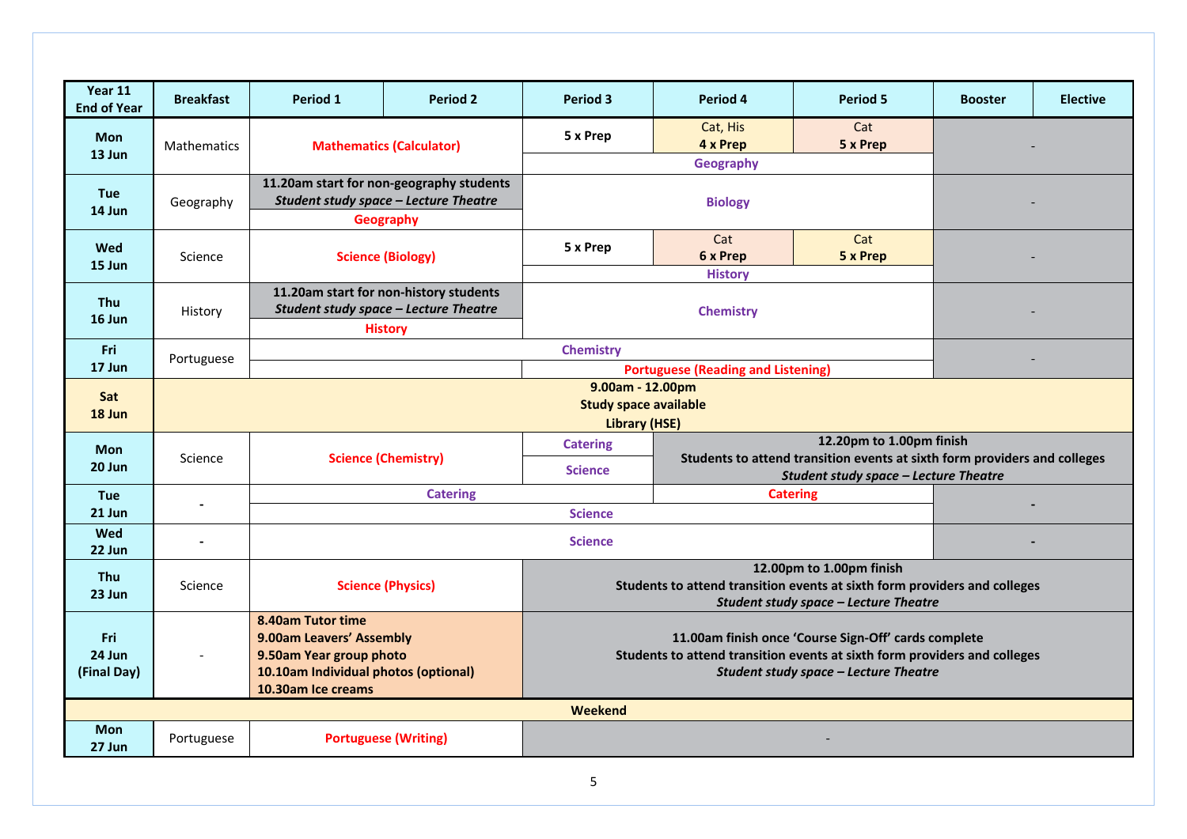| Year 11 End of Year | Breakfast | Period 1 | Period 2 | Period 3 | Period 4 | Period 5 | Booster | Elective |
|---|---|---|---|---|---|---|---|---|
| **Mon 13 Jun** | Mathematics | **Mathematics (Calculator)** | | **5 x Prep** / **Geography** | Cat, His **4 x Prep** / **Geography** | Cat **5 x Prep** / **Geography** | - | |
| **Tue 14 Jun** | Geography | **11.20am start for non-geography students** ***Student study space – Lecture Theatre*** / **Geography** | | **Biology** | | | - | |
| **Wed 15 Jun** | Science | **Science (Biology)** | | **5 x Prep** / **History** | Cat **6 x Prep** / **History** | Cat **5 x Prep** / **History** | - | |
| **Thu 16 Jun** | History | **11.20am start for non-history students** ***Student study space – Lecture Theatre*** / **History** | | **Chemistry** | | | - | |
| **Fri 17 Jun** | Portuguese | **Chemistry** | | **Chemistry** / **Portuguese (Reading and Listening)** | | | - | |
| **Sat 18 Jun** | **9.00am - 12.00pm Study space available Library (HSE)** | | | | | | | |
| **Mon 20 Jun** | Science | **Science (Chemistry)** | | **Catering** / **Science** | **12.20pm to 1.00pm finish Students to attend transition events at sixth form providers and colleges** ***Student study space – Lecture Theatre*** | | | |
| **Tue 21 Jun** | - | **Catering** / **Science** | | | **Catering** / **Science** | | - | |
| **Wed 22 Jun** | - | **Science** | | | | | - | |
| **Thu 23 Jun** | Science | **Science (Physics)** | | **12.00pm to 1.00pm finish Students to attend transition events at sixth form providers and colleges** ***Student study space – Lecture Theatre*** | | | | |
| **Fri 24 Jun (Final Day)** | - | **8.40am Tutor time 9.00am Leavers' Assembly 9.50am Year group photo 10.10am Individual photos (optional) 10.30am Ice creams** | | **11.00am finish once 'Course Sign-Off' cards complete Students to attend transition events at sixth form providers and colleges** ***Student study space – Lecture Theatre*** | | | | |
| **Weekend** | | | | | | | | |
| **Mon 27 Jun** | Portuguese | **Portuguese (Writing)** | | - | | | | |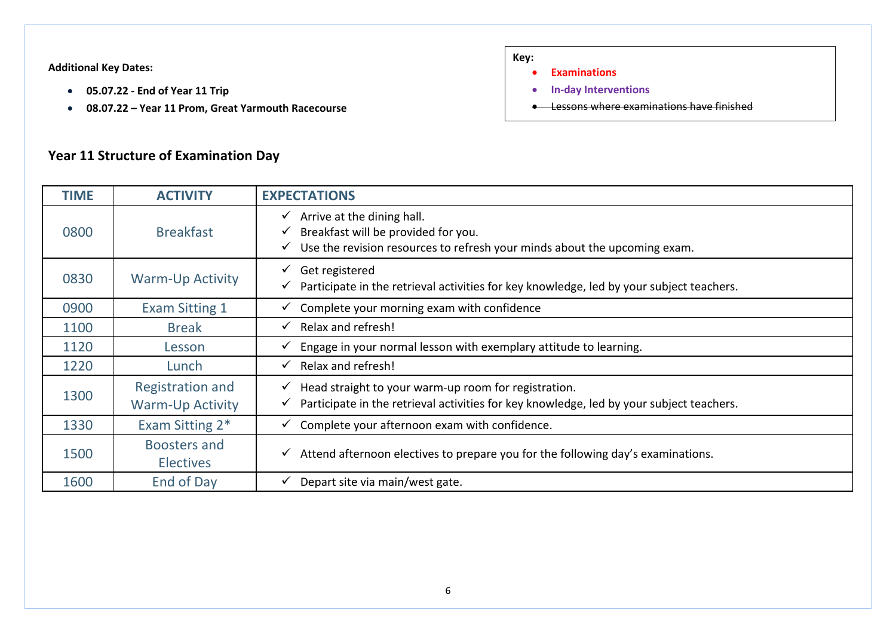**Additional Key Dates:**

- **05.07.22 - End of Year 11 Trip**
- **08.07.22 – Year 11 Prom, Great Yarmouth Racecourse**

**Key:**

- **Examinations**
- **In-day Interventions**
- ~~Lessons where examinations have finished~~

## Year 11 Structure of Examination Day

| TIME | ACTIVITY | EXPECTATIONS |
|---|---|---|
| 0800 | Breakfast | ✓ Arrive at the dining hall.<br>✓ Breakfast will be provided for you.<br>✓ Use the revision resources to refresh your minds about the upcoming exam. |
| 0830 | Warm-Up Activity | ✓ Get registered<br>✓ Participate in the retrieval activities for key knowledge, led by your subject teachers. |
| 0900 | Exam Sitting 1 | ✓ Complete your morning exam with confidence |
| 1100 | Break | ✓ Relax and refresh! |
| 1120 | Lesson | ✓ Engage in your normal lesson with exemplary attitude to learning. |
| 1220 | Lunch | ✓ Relax and refresh! |
| 1300 | Registration and Warm-Up Activity | ✓ Head straight to your warm-up room for registration.<br>✓ Participate in the retrieval activities for key knowledge, led by your subject teachers. |
| 1330 | Exam Sitting 2* | ✓ Complete your afternoon exam with confidence. |
| 1500 | Boosters and Electives | ✓ Attend afternoon electives to prepare you for the following day's examinations. |
| 1600 | End of Day | ✓ Depart site via main/west gate. |